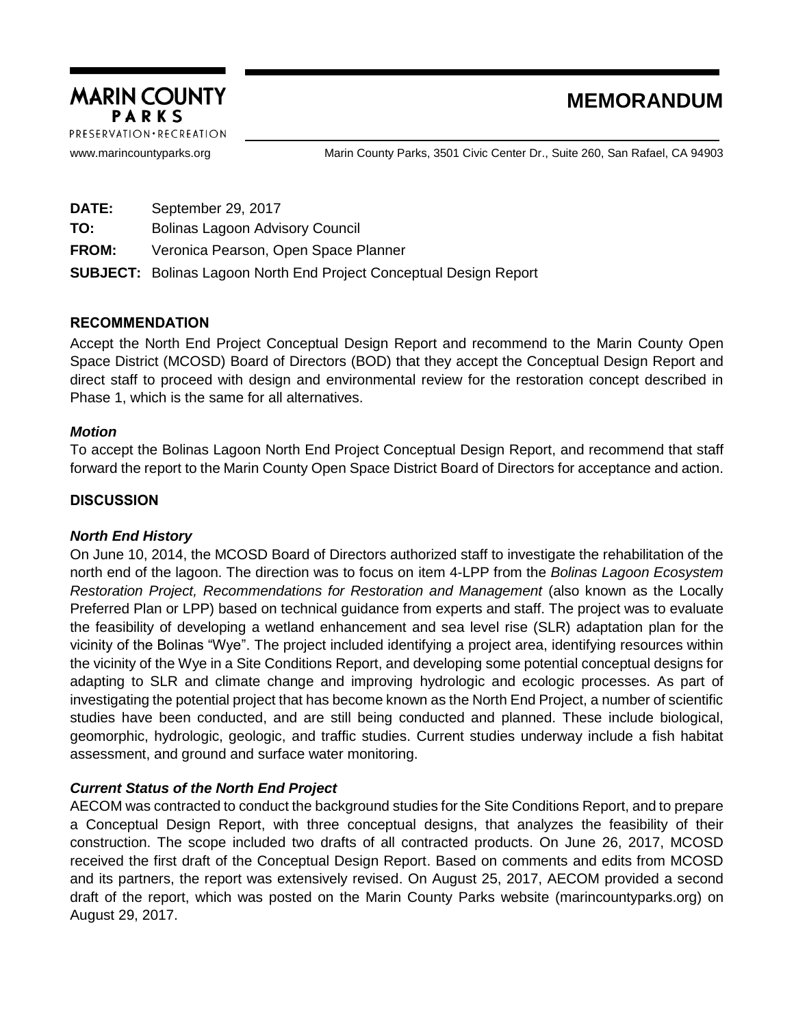**MARIN COUNTY PARKS**
PRESERVATION • RECREATION

www.marincountyparks.org

# MEMORANDUM

Marin County Parks, 3501 Civic Center Dr., Suite 260, San Rafael, CA 94903

**DATE:** September 29, 2017

**TO:** Bolinas Lagoon Advisory Council

**FROM:** Veronica Pearson, Open Space Planner

**SUBJECT:** Bolinas Lagoon North End Project Conceptual Design Report

## RECOMMENDATION

Accept the North End Project Conceptual Design Report and recommend to the Marin County Open Space District (MCOSD) Board of Directors (BOD) that they accept the Conceptual Design Report and direct staff to proceed with design and environmental review for the restoration concept described in Phase 1, which is the same for all alternatives.

### *Motion*

To accept the Bolinas Lagoon North End Project Conceptual Design Report, and recommend that staff forward the report to the Marin County Open Space District Board of Directors for acceptance and action.

## DISCUSSION

### *North End History*

On June 10, 2014, the MCOSD Board of Directors authorized staff to investigate the rehabilitation of the north end of the lagoon. The direction was to focus on item 4-LPP from the *Bolinas Lagoon Ecosystem Restoration Project, Recommendations for Restoration and Management* (also known as the Locally Preferred Plan or LPP) based on technical guidance from experts and staff. The project was to evaluate the feasibility of developing a wetland enhancement and sea level rise (SLR) adaptation plan for the vicinity of the Bolinas "Wye". The project included identifying a project area, identifying resources within the vicinity of the Wye in a Site Conditions Report, and developing some potential conceptual designs for adapting to SLR and climate change and improving hydrologic and ecologic processes. As part of investigating the potential project that has become known as the North End Project, a number of scientific studies have been conducted, and are still being conducted and planned. These include biological, geomorphic, hydrologic, geologic, and traffic studies. Current studies underway include a fish habitat assessment, and ground and surface water monitoring.

### *Current Status of the North End Project*

AECOM was contracted to conduct the background studies for the Site Conditions Report, and to prepare a Conceptual Design Report, with three conceptual designs, that analyzes the feasibility of their construction. The scope included two drafts of all contracted products. On June 26, 2017, MCOSD received the first draft of the Conceptual Design Report. Based on comments and edits from MCOSD and its partners, the report was extensively revised. On August 25, 2017, AECOM provided a second draft of the report, which was posted on the Marin County Parks website (marincountyparks.org) on August 29, 2017.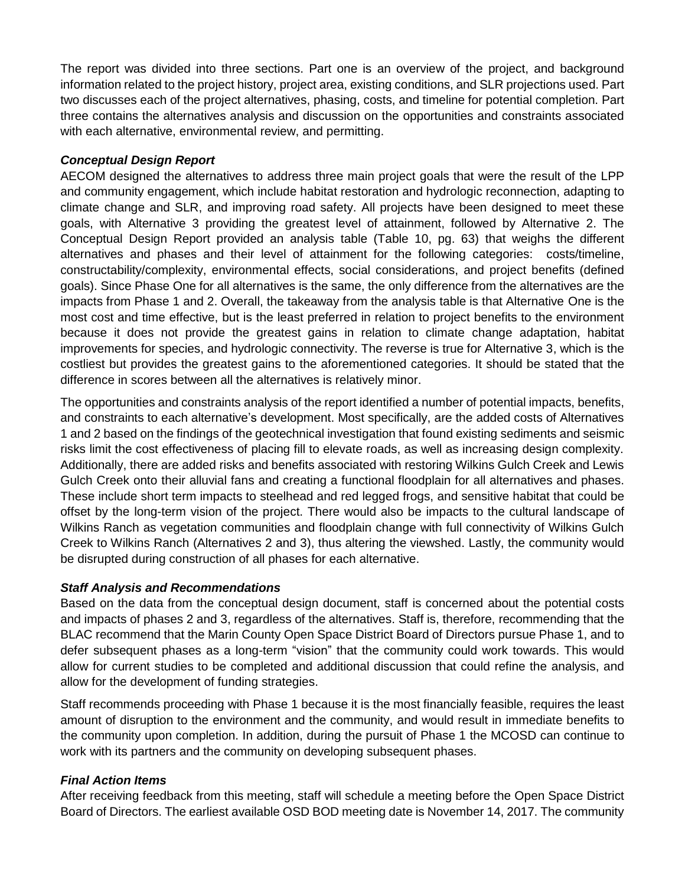The report was divided into three sections. Part one is an overview of the project, and background information related to the project history, project area, existing conditions, and SLR projections used. Part two discusses each of the project alternatives, phasing, costs, and timeline for potential completion. Part three contains the alternatives analysis and discussion on the opportunities and constraints associated with each alternative, environmental review, and permitting.

### *Conceptual Design Report*

AECOM designed the alternatives to address three main project goals that were the result of the LPP and community engagement, which include habitat restoration and hydrologic reconnection, adapting to climate change and SLR, and improving road safety. All projects have been designed to meet these goals, with Alternative 3 providing the greatest level of attainment, followed by Alternative 2. The Conceptual Design Report provided an analysis table (Table 10, pg. 63) that weighs the different alternatives and phases and their level of attainment for the following categories: costs/timeline, constructability/complexity, environmental effects, social considerations, and project benefits (defined goals). Since Phase One for all alternatives is the same, the only difference from the alternatives are the impacts from Phase 1 and 2. Overall, the takeaway from the analysis table is that Alternative One is the most cost and time effective, but is the least preferred in relation to project benefits to the environment because it does not provide the greatest gains in relation to climate change adaptation, habitat improvements for species, and hydrologic connectivity. The reverse is true for Alternative 3, which is the costliest but provides the greatest gains to the aforementioned categories. It should be stated that the difference in scores between all the alternatives is relatively minor.

The opportunities and constraints analysis of the report identified a number of potential impacts, benefits, and constraints to each alternative's development. Most specifically, are the added costs of Alternatives 1 and 2 based on the findings of the geotechnical investigation that found existing sediments and seismic risks limit the cost effectiveness of placing fill to elevate roads, as well as increasing design complexity. Additionally, there are added risks and benefits associated with restoring Wilkins Gulch Creek and Lewis Gulch Creek onto their alluvial fans and creating a functional floodplain for all alternatives and phases. These include short term impacts to steelhead and red legged frogs, and sensitive habitat that could be offset by the long-term vision of the project. There would also be impacts to the cultural landscape of Wilkins Ranch as vegetation communities and floodplain change with full connectivity of Wilkins Gulch Creek to Wilkins Ranch (Alternatives 2 and 3), thus altering the viewshed. Lastly, the community would be disrupted during construction of all phases for each alternative.

### *Staff Analysis and Recommendations*

Based on the data from the conceptual design document, staff is concerned about the potential costs and impacts of phases 2 and 3, regardless of the alternatives. Staff is, therefore, recommending that the BLAC recommend that the Marin County Open Space District Board of Directors pursue Phase 1, and to defer subsequent phases as a long-term "vision" that the community could work towards. This would allow for current studies to be completed and additional discussion that could refine the analysis, and allow for the development of funding strategies.

Staff recommends proceeding with Phase 1 because it is the most financially feasible, requires the least amount of disruption to the environment and the community, and would result in immediate benefits to the community upon completion. In addition, during the pursuit of Phase 1 the MCOSD can continue to work with its partners and the community on developing subsequent phases.

### *Final Action Items*

After receiving feedback from this meeting, staff will schedule a meeting before the Open Space District Board of Directors. The earliest available OSD BOD meeting date is November 14, 2017. The community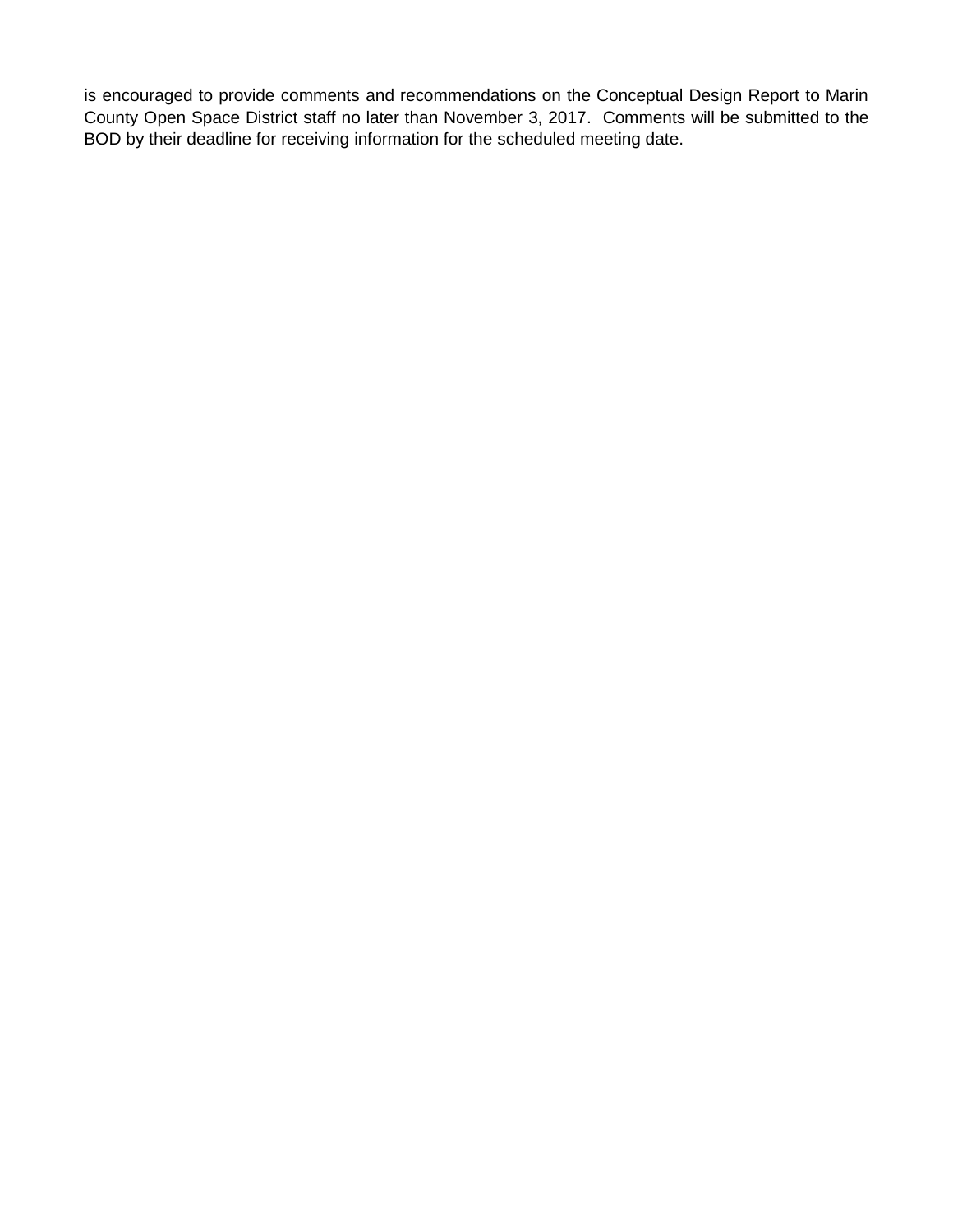is encouraged to provide comments and recommendations on the Conceptual Design Report to Marin County Open Space District staff no later than November 3, 2017. Comments will be submitted to the BOD by their deadline for receiving information for the scheduled meeting date.